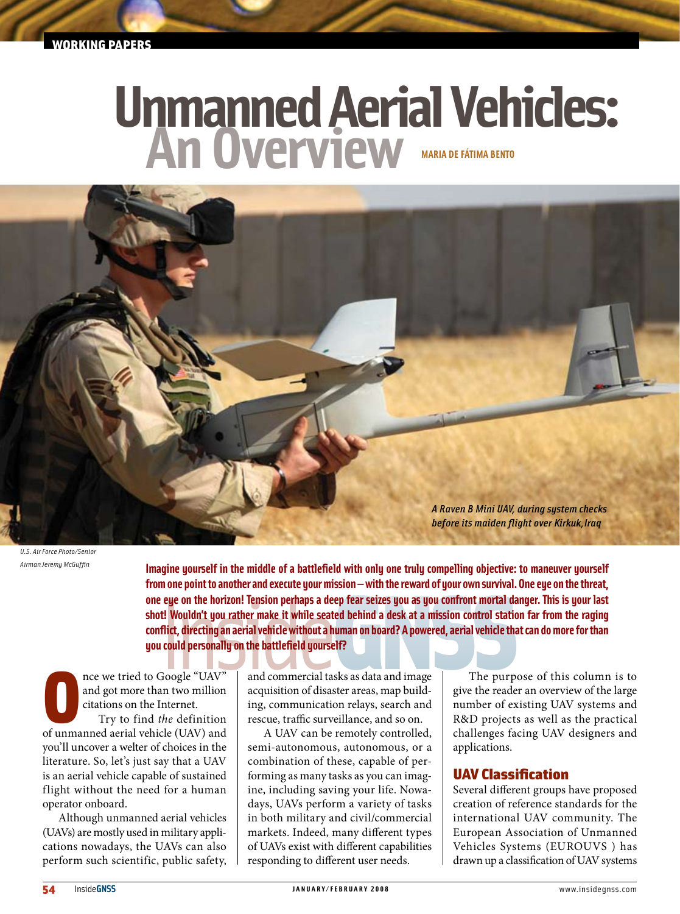WORKING PAPERS

# Unmanned Aerial Vehicles: An Overview

MARIA DE FÁTIMA BENTO

*A Raven B Mini UAV, during system checks before its maiden flight over Kirkuk, Iraq*

*U.S. Air Force Photo/Senior Airman Jeremy McGuffin*

**Imagine yourself in the middle of a battlefield with only one truly compelling objective: to maneuver yourself from one point to another and execute your mission – with the reward of your own survival. One eye on the threat, one eye on the horizon! Tension perhaps a deep fear seizes you as you confront mortal danger. This is your last shot! Wouldn't you rather make it while seated behind a desk at a mission control station far from the raging conflict, directing an aerial vehicle without a human on board? A powered, aerial vehicle that can do more for than you could personally on the battlefield yourself?**

Once we tried to Google "UAV" and got more than two million citations on the Internet.

Try to find *the* definition of unmanned aerial vehicle (UAV) and you'll uncover a welter of choices in the literature. So, let's just say that a UAV is an aerial vehicle capable of sustained flight without the need for a human operator onboard.

Although unmanned aerial vehicles (UAVs) are mostly used in military applications nowadays, the UAVs can also perform such scientific, public safety, and commercial tasks as data and image acquisition of disaster areas, map building, communication relays, search and rescue, traffic surveillance, and so on.

A UAV can be remotely controlled, semi-autonomous, autonomous, or a combination of these, capable of performing as many tasks as you can imagine, including saving your life. Nowadays, UAVs perform a variety of tasks in both military and civil/commercial markets. Indeed, many different types of UAVs exist with different capabilities responding to different user needs.

The purpose of this column is to give the reader an overview of the large number of existing UAV systems and R&D projects as well as the practical challenges facing UAV designers and applications.

## UAV Classification

Several different groups have proposed creation of reference standards for the international UAV community. The European Association of Unmanned Vehicles Systems (EUROUVS ) has drawn up a classification of UAV systems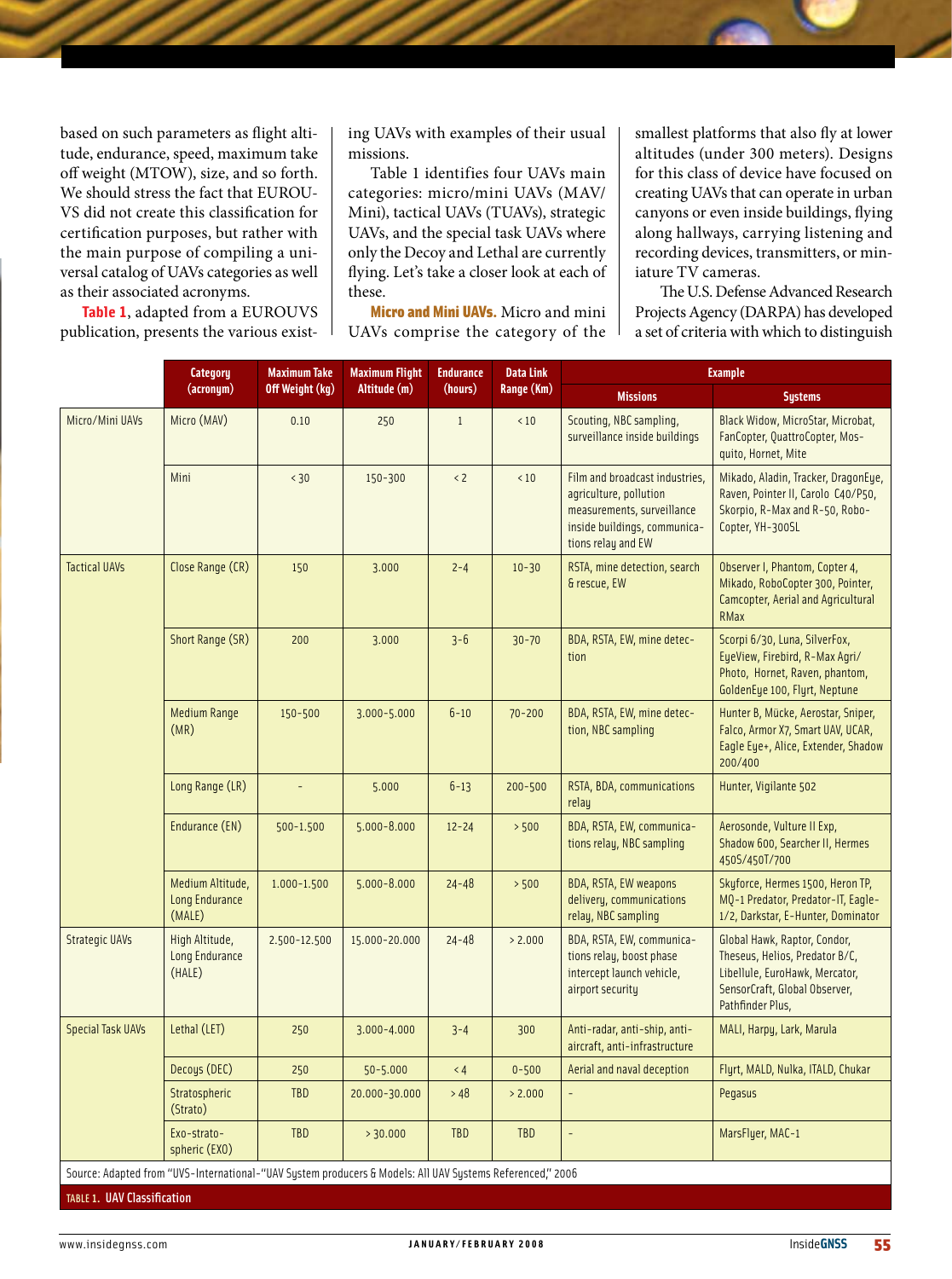based on such parameters as flight altitude, endurance, speed, maximum take off weight (MTOW), size, and so forth. We should stress the fact that EUROUVS did not create this classification for certification purposes, but rather with the main purpose of compiling a universal catalog of UAVs categories as well as their associated acronyms.

**Table 1**, adapted from a EUROUVS publication, presents the various existing UAVs with examples of their usual missions.

Table 1 identifies four UAVs main categories: micro/mini UAVs (MAV/Mini), tactical UAVs (TUAVs), strategic UAVs, and the special task UAVs where only the Decoy and Lethal are currently flying. Let's take a closer look at each of these.

**Micro and Mini UAVs.** Micro and mini UAVs comprise the category of the smallest platforms that also fly at lower altitudes (under 300 meters). Designs for this class of device have focused on creating UAVs that can operate in urban canyons or even inside buildings, flying along hallways, carrying listening and recording devices, transmitters, or miniature TV cameras.

The U.S. Defense Advanced Research Projects Agency (DARPA) has developed a set of criteria with which to distinguish

| | Category (acronym) | Maximum Take Off Weight (kg) | Maximum Flight Altitude (m) | Endurance (hours) | Data Link Range (Km) | Example | |
|---|---|---|---|---|---|---|---|
| | | | | | | Missions | Systems |
| Micro/Mini UAVs | Micro (MAV) | 0.10 | 250 | 1 | < 10 | Scouting, NBC sampling, surveillance inside buildings | Black Widow, MicroStar, Microbat, FanCopter, QuattroCopter, Mosquito, Hornet, Mite |
| | Mini | < 30 | 150-300 | < 2 | < 10 | Film and broadcast industries, agriculture, pollution measurements, surveillance inside buildings, communications relay and EW | Mikado, Aladin, Tracker, DragonEye, Raven, Pointer II, Carolo C40/P50, Skorpio, R-Max and R-50, RoboCopter, YH-300SL |
| Tactical UAVs | Close Range (CR) | 150 | 3.000 | 2-4 | 10-30 | RSTA, mine detection, search & rescue, EW | Observer I, Phantom, Copter 4, Mikado, RoboCopter 300, Pointer, Camcopter, Aerial and Agricultural RMax |
| | Short Range (SR) | 200 | 3.000 | 3-6 | 30-70 | BDA, RSTA, EW, mine detection | Scorpi 6/30, Luna, SilverFox, EyeView, Firebird, R-Max Agri/Photo, Hornet, Raven, phantom, GoldenEye 100, Flyrt, Neptune |
| | Medium Range (MR) | 150-500 | 3.000-5.000 | 6-10 | 70-200 | BDA, RSTA, EW, mine detection, NBC sampling | Hunter B, Mücke, Aerostar, Sniper, Falco, Armor X7, Smart UAV, UCAR, Eagle Eye+, Alice, Extender, Shadow 200/400 |
| | Long Range (LR) | - | 5.000 | 6-13 | 200-500 | RSTA, BDA, communications relay | Hunter, Vigilante 502 |
| | Endurance (EN) | 500-1.500 | 5.000-8.000 | 12-24 | > 500 | BDA, RSTA, EW, communications relay, NBC sampling | Aerosonde, Vulture II Exp, Shadow 600, Searcher II, Hermes 450S/450T/700 |
| | Medium Altitude, Long Endurance (MALE) | 1.000-1.500 | 5.000-8.000 | 24-48 | > 500 | BDA, RSTA, EW weapons delivery, communications relay, NBC sampling | Skyforce, Hermes 1500, Heron TP, MQ-1 Predator, Predator-IT, Eagle-1/2, Darkstar, E-Hunter, Dominator |
| Strategic UAVs | High Altitude, Long Endurance (HALE) | 2.500-12.500 | 15.000-20.000 | 24-48 | > 2.000 | BDA, RSTA, EW, communications relay, boost phase intercept launch vehicle, airport security | Global Hawk, Raptor, Condor, Theseus, Helios, Predator B/C, Libellule, EuroHawk, Mercator, SensorCraft, Global Observer, Pathfinder Plus, |
| Special Task UAVs | Lethal (LET) | 250 | 3.000-4.000 | 3-4 | 300 | Anti-radar, anti-ship, anti-aircraft, anti-infrastructure | MALI, Harpy, Lark, Marula |
| | Decoys (DEC) | 250 | 50-5.000 | < 4 | 0-500 | Aerial and naval deception | Flyrt, MALD, Nulka, ITALD, Chukar |
| | Stratospheric (Strato) | TBD | 20.000-30.000 | > 48 | > 2.000 | - | Pegasus |
| | Exo-stratospheric (EXO) | TBD | > 30.000 | TBD | TBD | - | MarsFlyer, MAC-1 |

Source: Adapted from "UVS-International-"UAV System producers & Models: All UAV Systems Referenced," 2006

**TABLE 1. UAV Classification**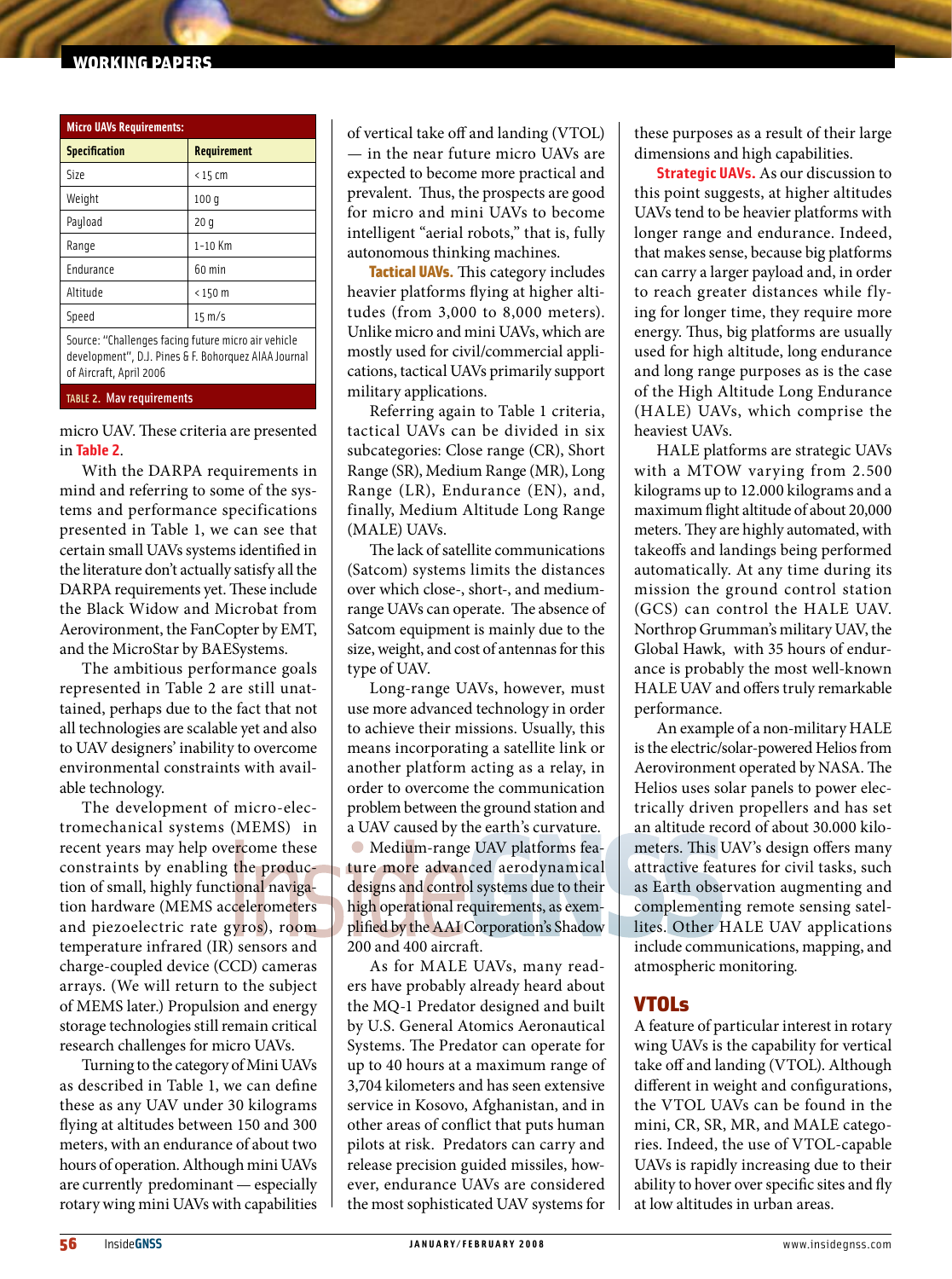| Micro UAVs Requirements: | |
|---|---|
| **Specification** | **Requirement** |
| Size | < 15 cm |
| Weight | 100 g |
| Payload | 20 g |
| Range | 1-10 Km |
| Endurance | 60 min |
| Altitude | < 150 m |
| Speed | 15 m/s |
| Source: "Challenges facing future micro air vehicle development", D.J. Pines & F. Bohorquez AIAA Journal of Aircraft, April 2006 | |

TABLE 2. Mav requirements

micro UAV. These criteria are presented in Table 2.

With the DARPA requirements in mind and referring to some of the systems and performance specifications presented in Table 1, we can see that certain small UAVs systems identified in the literature don't actually satisfy all the DARPA requirements yet. These include the Black Widow and Microbat from Aerovironment, the FanCopter by EMT, and the MicroStar by BAESystems.

The ambitious performance goals represented in Table 2 are still unattained, perhaps due to the fact that not all technologies are scalable yet and also to UAV designers' inability to overcome environmental constraints with available technology.

The development of micro-electromechanical systems (MEMS) in recent years may help overcome these constraints by enabling the production of small, highly functional navigation hardware (MEMS accelerometers and piezoelectric rate gyros), room temperature infrared (IR) sensors and charge-coupled device (CCD) cameras arrays. (We will return to the subject of MEMS later.) Propulsion and energy storage technologies still remain critical research challenges for micro UAVs.

Turning to the category of Mini UAVs as described in Table 1, we can define these as any UAV under 30 kilograms flying at altitudes between 150 and 300 meters, with an endurance of about two hours of operation. Although mini UAVs are currently predominant — especially rotary wing mini UAVs with capabilities of vertical take off and landing (VTOL) — in the near future micro UAVs are expected to become more practical and prevalent. Thus, the prospects are good for micro and mini UAVs to become intelligent "aerial robots," that is, fully autonomous thinking machines.

**Tactical UAVs.** This category includes heavier platforms flying at higher altitudes (from 3,000 to 8,000 meters). Unlike micro and mini UAVs, which are mostly used for civil/commercial applications, tactical UAVs primarily support military applications.

Referring again to Table 1 criteria, tactical UAVs can be divided in six subcategories: Close range (CR), Short Range (SR), Medium Range (MR), Long Range (LR), Endurance (EN), and, finally, Medium Altitude Long Range (MALE) UAVs.

The lack of satellite communications (Satcom) systems limits the distances over which close-, short-, and medium-range UAVs can operate. The absence of Satcom equipment is mainly due to the size, weight, and cost of antennas for this type of UAV.

Long-range UAVs, however, must use more advanced technology in order to achieve their missions. Usually, this means incorporating a satellite link or another platform acting as a relay, in order to overcome the communication problem between the ground station and a UAV caused by the earth's curvature.

Medium-range UAV platforms feature more advanced aerodynamical designs and control systems due to their high operational requirements, as exemplified by the AAI Corporation's Shadow 200 and 400 aircraft.

As for MALE UAVs, many readers have probably already heard about the MQ-1 Predator designed and built by U.S. General Atomics Aeronautical Systems. The Predator can operate for up to 40 hours at a maximum range of 3,704 kilometers and has seen extensive service in Kosovo, Afghanistan, and in other areas of conflict that puts human pilots at risk. Predators can carry and release precision guided missiles, however, endurance UAVs are considered the most sophisticated UAV systems for these purposes as a result of their large dimensions and high capabilities.

**Strategic UAVs.** As our discussion to this point suggests, at higher altitudes UAVs tend to be heavier platforms with longer range and endurance. Indeed, that makes sense, because big platforms can carry a larger payload and, in order to reach greater distances while flying for longer time, they require more energy. Thus, big platforms are usually used for high altitude, long endurance and long range purposes as is the case of the High Altitude Long Endurance (HALE) UAVs, which comprise the heaviest UAVs.

HALE platforms are strategic UAVs with a MTOW varying from 2.500 kilograms up to 12.000 kilograms and a maximum flight altitude of about 20,000 meters. They are highly automated, with takeoffs and landings being performed automatically. At any time during its mission the ground control station (GCS) can control the HALE UAV. Northrop Grumman's military UAV, the Global Hawk, with 35 hours of endurance is probably the most well-known HALE UAV and offers truly remarkable performance.

An example of a non-military HALE is the electric/solar-powered Helios from Aerovironment operated by NASA. The Helios uses solar panels to power electrically driven propellers and has set an altitude record of about 30.000 kilometers. This UAV's design offers many attractive features for civil tasks, such as Earth observation augmenting and complementing remote sensing satellites. Other HALE UAV applications include communications, mapping, and atmospheric monitoring.

## VTOLs

A feature of particular interest in rotary wing UAVs is the capability for vertical take off and landing (VTOL). Although different in weight and configurations, the VTOL UAVs can be found in the mini, CR, SR, MR, and MALE categories. Indeed, the use of VTOL-capable UAVs is rapidly increasing due to their ability to hover over specific sites and fly at low altitudes in urban areas.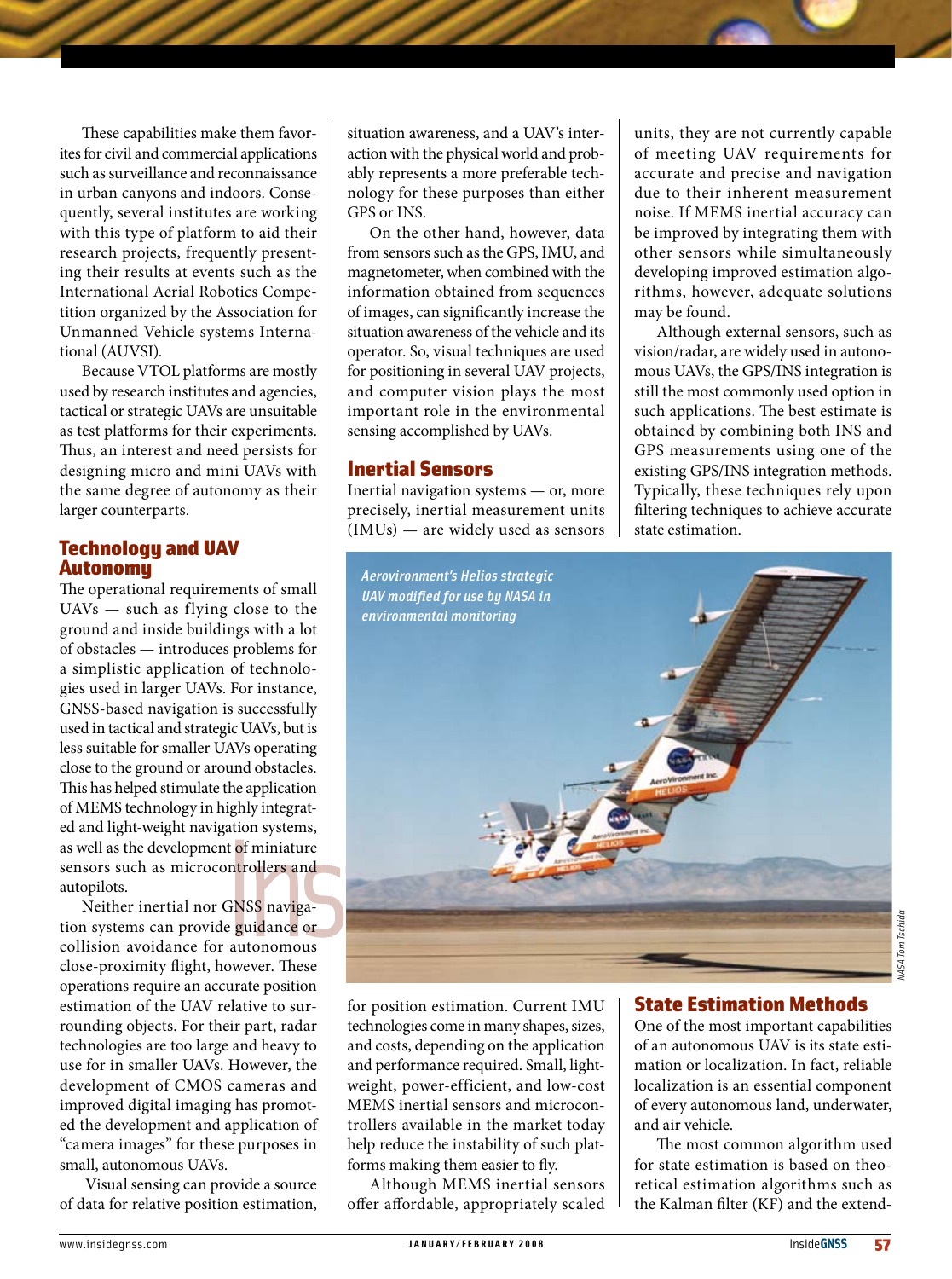These capabilities make them favorites for civil and commercial applications such as surveillance and reconnaissance in urban canyons and indoors. Consequently, several institutes are working with this type of platform to aid their research projects, frequently presenting their results at events such as the International Aerial Robotics Competition organized by the Association for Unmanned Vehicle systems International (AUVSI).

Because VTOL platforms are mostly used by research institutes and agencies, tactical or strategic UAVs are unsuitable as test platforms for their experiments. Thus, an interest and need persists for designing micro and mini UAVs with the same degree of autonomy as their larger counterparts.

## Technology and UAV Autonomy

The operational requirements of small UAVs — such as flying close to the ground and inside buildings with a lot of obstacles — introduces problems for a simplistic application of technologies used in larger UAVs. For instance, GNSS-based navigation is successfully used in tactical and strategic UAVs, but is less suitable for smaller UAVs operating close to the ground or around obstacles. This has helped stimulate the application of MEMS technology in highly integrated and light-weight navigation systems, as well as the development of miniature sensors such as microcontrollers and autopilots.

Neither inertial nor GNSS navigation systems can provide guidance or collision avoidance for autonomous close-proximity flight, however. These operations require an accurate position estimation of the UAV relative to surrounding objects. For their part, radar technologies are too large and heavy to use for in smaller UAVs. However, the development of CMOS cameras and improved digital imaging has promoted the development and application of "camera images" for these purposes in small, autonomous UAVs.

Visual sensing can provide a source of data for relative position estimation, situation awareness, and a UAV's interaction with the physical world and probably represents a more preferable technology for these purposes than either GPS or INS.

On the other hand, however, data from sensors such as the GPS, IMU, and magnetometer, when combined with the information obtained from sequences of images, can significantly increase the situation awareness of the vehicle and its operator. So, visual techniques are used for positioning in several UAV projects, and computer vision plays the most important role in the environmental sensing accomplished by UAVs.

## Inertial Sensors

Inertial navigation systems — or, more precisely, inertial measurement units (IMUs) — are widely used as sensors for position estimation. Current IMU technologies come in many shapes, sizes, and costs, depending on the application and performance required. Small, lightweight, power-efficient, and low-cost MEMS inertial sensors and microcontrollers available in the market today help reduce the instability of such platforms making them easier to fly.

Although MEMS inertial sensors offer affordable, appropriately scaled units, they are not currently capable of meeting UAV requirements for accurate and precise navigation due to their inherent measurement noise. If MEMS inertial accuracy can be improved by integrating them with other sensors while simultaneously developing improved estimation algorithms, however, adequate solutions may be found.

Although external sensors, such as vision/radar, are widely used in autonomous UAVs, the GPS/INS integration is still the most commonly used option in such applications. The best estimate is obtained by combining both INS and GPS measurements using one of the existing GPS/INS integration methods. Typically, these techniques rely upon filtering techniques to achieve accurate state estimation.

*Aeroviroment's Helios strategic UAV modified for use by NASA in environmental monitoring*

NASA Tom Tschida

## State Estimation Methods

One of the most important capabilities of an autonomous UAV is its state estimation or localization. In fact, reliable localization is an essential component of every autonomous land, underwater, and air vehicle.

The most common algorithm used for state estimation is based on theoretical estimation algorithms such as the Kalman filter (KF) and the extend-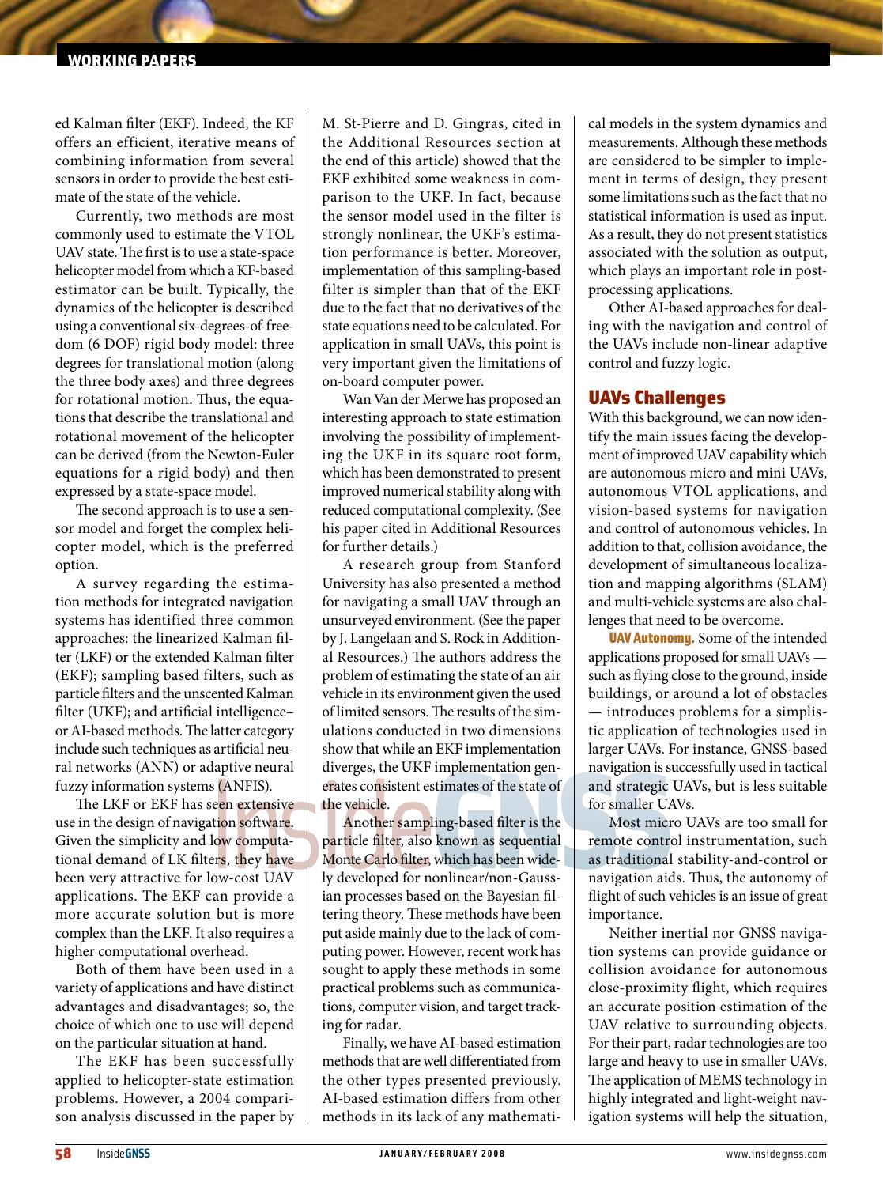ed Kalman filter (EKF). Indeed, the KF offers an efficient, iterative means of combining information from several sensors in order to provide the best estimate of the state of the vehicle.

Currently, two methods are most commonly used to estimate the VTOL UAV state. The first is to use a state-space helicopter model from which a KF-based estimator can be built. Typically, the dynamics of the helicopter is described using a conventional six-degrees-of-freedom (6 DOF) rigid body model: three degrees for translational motion (along the three body axes) and three degrees for rotational motion. Thus, the equations that describe the translational and rotational movement of the helicopter can be derived (from the Newton-Euler equations for a rigid body) and then expressed by a state-space model.

The second approach is to use a sensor model and forget the complex helicopter model, which is the preferred option.

A survey regarding the estimation methods for integrated navigation systems has identified three common approaches: the linearized Kalman filter (LKF) or the extended Kalman filter (EKF); sampling based filters, such as particle filters and the unscented Kalman filter (UKF); and artificial intelligence– or AI-based methods. The latter category include such techniques as artificial neural networks (ANN) or adaptive neural fuzzy information systems (ANFIS).

The LKF or EKF has seen extensive use in the design of navigation software. Given the simplicity and low computational demand of LK filters, they have been very attractive for low-cost UAV applications. The EKF can provide a more accurate solution but is more complex than the LKF. It also requires a higher computational overhead.

Both of them have been used in a variety of applications and have distinct advantages and disadvantages; so, the choice of which one to use will depend on the particular situation at hand.

The EKF has been successfully applied to helicopter-state estimation problems. However, a 2004 comparison analysis discussed in the paper by M. St-Pierre and D. Gingras, cited in the Additional Resources section at the end of this article) showed that the EKF exhibited some weakness in comparison to the UKF. In fact, because the sensor model used in the filter is strongly nonlinear, the UKF's estimation performance is better. Moreover, implementation of this sampling-based filter is simpler than that of the EKF due to the fact that no derivatives of the state equations need to be calculated. For application in small UAVs, this point is very important given the limitations of on-board computer power.

Wan Van der Merwe has proposed an interesting approach to state estimation involving the possibility of implementing the UKF in its square root form, which has been demonstrated to present improved numerical stability along with reduced computational complexity. (See his paper cited in Additional Resources for further details.)

A research group from Stanford University has also presented a method for navigating a small UAV through an unsurveyed environment. (See the paper by J. Langelaan and S. Rock in Additional Resources.) The authors address the problem of estimating the state of an air vehicle in its environment given the used of limited sensors. The results of the simulations conducted in two dimensions show that while an EKF implementation diverges, the UKF implementation generates consistent estimates of the state of the vehicle.

Another sampling-based filter is the particle filter, also known as sequential Monte Carlo filter, which has been widely developed for nonlinear/non-Gaussian processes based on the Bayesian filtering theory. These methods have been put aside mainly due to the lack of computing power. However, recent work has sought to apply these methods in some practical problems such as communications, computer vision, and target tracking for radar.

Finally, we have AI-based estimation methods that are well differentiated from the other types presented previously. AI-based estimation differs from other methods in its lack of any mathematical models in the system dynamics and measurements. Although these methods are considered to be simpler to implement in terms of design, they present some limitations such as the fact that no statistical information is used as input. As a result, they do not present statistics associated with the solution as output, which plays an important role in post-processing applications.

Other AI-based approaches for dealing with the navigation and control of the UAVs include non-linear adaptive control and fuzzy logic.

## UAVs Challenges

With this background, we can now identify the main issues facing the development of improved UAV capability which are autonomous micro and mini UAVs, autonomous VTOL applications, and vision-based systems for navigation and control of autonomous vehicles. In addition to that, collision avoidance, the development of simultaneous localization and mapping algorithms (SLAM) and multi-vehicle systems are also challenges that need to be overcome.

**UAV Autonomy.** Some of the intended applications proposed for small UAVs — such as flying close to the ground, inside buildings, or around a lot of obstacles — introduces problems for a simplistic application of technologies used in larger UAVs. For instance, GNSS-based navigation is successfully used in tactical and strategic UAVs, but is less suitable for smaller UAVs.

Most micro UAVs are too small for remote control instrumentation, such as traditional stability-and-control or navigation aids. Thus, the autonomy of flight of such vehicles is an issue of great importance.

Neither inertial nor GNSS navigation systems can provide guidance or collision avoidance for autonomous close-proximity flight, which requires an accurate position estimation of the UAV relative to surrounding objects. For their part, radar technologies are too large and heavy to use in smaller UAVs. The application of MEMS technology in highly integrated and light-weight navigation systems will help the situation,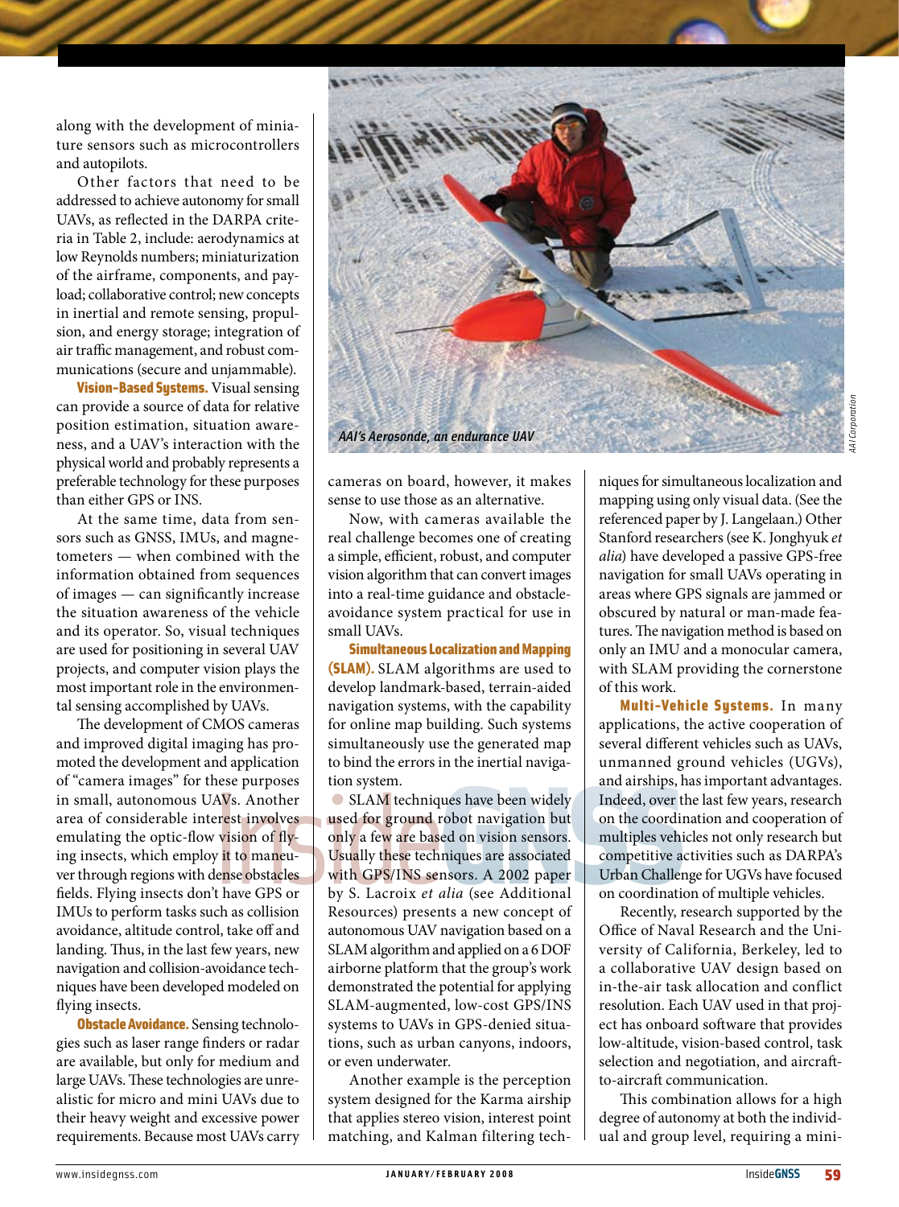along with the development of miniature sensors such as microcontrollers and autopilots.

Other factors that need to be addressed to achieve autonomy for small UAVs, as reflected in the DARPA criteria in Table 2, include: aerodynamics at low Reynolds numbers; miniaturization of the airframe, components, and payload; collaborative control; new concepts in inertial and remote sensing, propulsion, and energy storage; integration of air traffic management, and robust communications (secure and unjammable).

**Vision-Based Systems.** Visual sensing can provide a source of data for relative position estimation, situation awareness, and a UAV's interaction with the physical world and probably represents a preferable technology for these purposes than either GPS or INS.

At the same time, data from sensors such as GNSS, IMUs, and magnetometers — when combined with the information obtained from sequences of images — can significantly increase the situation awareness of the vehicle and its operator. So, visual techniques are used for positioning in several UAV projects, and computer vision plays the most important role in the environmental sensing accomplished by UAVs.

The development of CMOS cameras and improved digital imaging has promoted the development and application of "camera images" for these purposes in small, autonomous UAVs. Another area of considerable interest involves emulating the optic-flow vision of flying insects, which employ it to maneuver through regions with dense obstacles fields. Flying insects don't have GPS or IMUs to perform tasks such as collision avoidance, altitude control, take off and landing. Thus, in the last few years, new navigation and collision-avoidance techniques have been developed modeled on flying insects.

**Obstacle Avoidance.** Sensing technologies such as laser range finders or radar are available, but only for medium and large UAVs. These technologies are unrealistic for micro and mini UAVs due to their heavy weight and excessive power requirements. Because most UAVs carry cameras on board, however, it makes sense to use those as an alternative.

*AAI's Aerosonde, an endurance UAV*

Now, with cameras available the real challenge becomes one of creating a simple, efficient, robust, and computer vision algorithm that can convert images into a real-time guidance and obstacle-avoidance system practical for use in small UAVs.

**Simultaneous Localization and Mapping (SLAM).** SLAM algorithms are used to develop landmark-based, terrain-aided navigation systems, with the capability for online map building. Such systems simultaneously use the generated map to bind the errors in the inertial navigation system.

SLAM techniques have been widely used for ground robot navigation but only a few are based on vision sensors. Usually these techniques are associated with GPS/INS sensors. A 2002 paper by S. Lacroix *et alia* (see Additional Resources) presents a new concept of autonomous UAV navigation based on a SLAM algorithm and applied on a 6 DOF airborne platform that the group's work demonstrated the potential for applying SLAM-augmented, low-cost GPS/INS systems to UAVs in GPS-denied situations, such as urban canyons, indoors, or even underwater.

Another example is the perception system designed for the Karma airship that applies stereo vision, interest point matching, and Kalman filtering techniques for simultaneous localization and mapping using only visual data. (See the referenced paper by J. Langelaan.) Other Stanford researchers (see K. Jonghyuk *et alia*) have developed a passive GPS-free navigation for small UAVs operating in areas where GPS signals are jammed or obscured by natural or man-made features. The navigation method is based on only an IMU and a monocular camera, with SLAM providing the cornerstone of this work.

**Multi-Vehicle Systems.** In many applications, the active cooperation of several different vehicles such as UAVs, unmanned ground vehicles (UGVs), and airships, has important advantages. Indeed, over the last few years, research on the coordination and cooperation of multiples vehicles not only research but competitive activities such as DARPA's Urban Challenge for UGVs have focused on coordination of multiple vehicles.

Recently, research supported by the Office of Naval Research and the University of California, Berkeley, led to a collaborative UAV design based on in-the-air task allocation and conflict resolution. Each UAV used in that project has onboard software that provides low-altitude, vision-based control, task selection and negotiation, and aircraft-to-aircraft communication.

This combination allows for a high degree of autonomy at both the individual and group level, requiring a mini-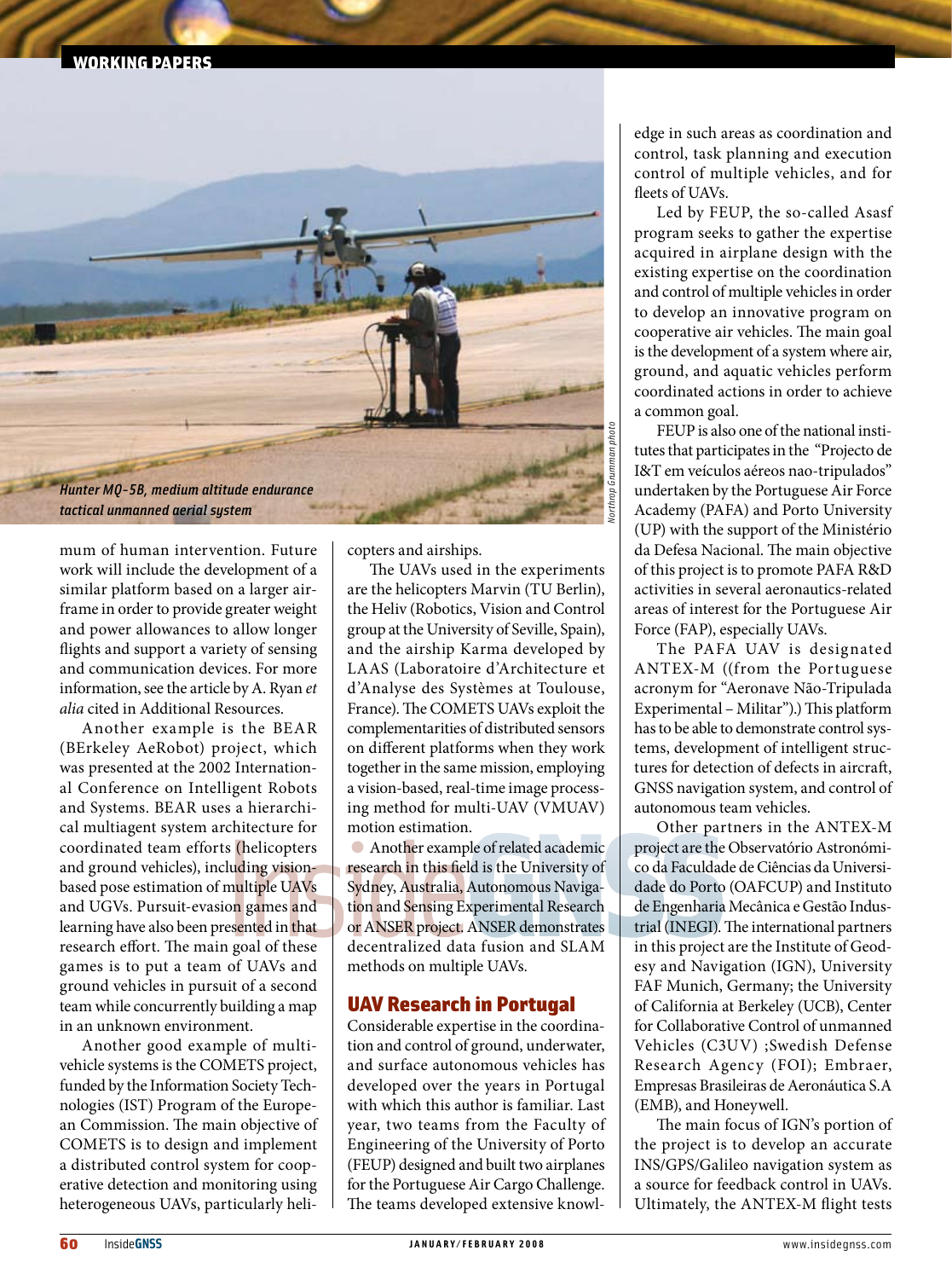*Hunter MQ-5B, medium altitude endurance tactical unmanned aerial system*

*Northrop Grumman photo*

mum of human intervention. Future work will include the development of a similar platform based on a larger airframe in order to provide greater weight and power allowances to allow longer flights and support a variety of sensing and communication devices. For more information, see the article by A. Ryan *et alia* cited in Additional Resources.

Another example is the BEAR (BErkeley AeRobot) project, which was presented at the 2002 International Conference on Intelligent Robots and Systems. BEAR uses a hierarchical multiagent system architecture for coordinated team efforts (helicopters and ground vehicles), including vision-based pose estimation of multiple UAVs and UGVs. Pursuit-evasion games and learning have also been presented in that research effort. The main goal of these games is to put a team of UAVs and ground vehicles in pursuit of a second team while concurrently building a map in an unknown environment.

Another good example of multi-vehicle systems is the COMETS project, funded by the Information Society Technologies (IST) Program of the European Commission. The main objective of COMETS is to design and implement a distributed control system for cooperative detection and monitoring using heterogeneous UAVs, particularly helicopters and airships.

The UAVs used in the experiments are the helicopters Marvin (TU Berlin), the Heliv (Robotics, Vision and Control group at the University of Seville, Spain), and the airship Karma developed by LAAS (Laboratoire d'Architecture et d'Analyse des Systèmes at Toulouse, France). The COMETS UAVs exploit the complementarities of distributed sensors on different platforms when they work together in the same mission, employing a vision-based, real-time image processing method for multi-UAV (VMUAV) motion estimation.

Another example of related academic research in this field is the University of Sydney, Australia, Autonomous Navigation and Sensing Experimental Research or ANSER project. ANSER demonstrates decentralized data fusion and SLAM methods on multiple UAVs.

## UAV Research in Portugal

Considerable expertise in the coordination and control of ground, underwater, and surface autonomous vehicles has developed over the years in Portugal with which this author is familiar. Last year, two teams from the Faculty of Engineering of the University of Porto (FEUP) designed and built two airplanes for the Portuguese Air Cargo Challenge. The teams developed extensive knowledge in such areas as coordination and control, task planning and execution control of multiple vehicles, and for fleets of UAVs.

Led by FEUP, the so-called Asasf program seeks to gather the expertise acquired in airplane design with the existing expertise on the coordination and control of multiple vehicles in order to develop an innovative program on cooperative air vehicles. The main goal is the development of a system where air, ground, and aquatic vehicles perform coordinated actions in order to achieve a common goal.

FEUP is also one of the national institutes that participates in the "Projecto de I&T em veículos aéreos nao-tripulados" undertaken by the Portuguese Air Force Academy (PAFA) and Porto University (UP) with the support of the Ministério da Defesa Nacional. The main objective of this project is to promote PAFA R&D activities in several aeronautics-related areas of interest for the Portuguese Air Force (FAP), especially UAVs.

The PAFA UAV is designated ANTEX-M ((from the Portuguese acronym for "Aeronave Não-Tripulada Experimental – Militar").) This platform has to be able to demonstrate control systems, development of intelligent structures for detection of defects in aircraft, GNSS navigation system, and control of autonomous team vehicles.

Other partners in the ANTEX-M project are the Observatório Astronómico da Faculdade de Ciências da Universidade do Porto (OAFCUP) and Instituto de Engenharia Mecânica e Gestão Industrial (INEGI). The international partners in this project are the Institute of Geodesy and Navigation (IGN), University FAF Munich, Germany; the University of California at Berkeley (UCB), Center for Collaborative Control of unmanned Vehicles (C3UV) ;Swedish Defense Research Agency (FOI); Embraer, Empresas Brasileiras de Aeronáutica S.A (EMB), and Honeywell.

The main focus of IGN's portion of the project is to develop an accurate INS/GPS/Galileo navigation system as a source for feedback control in UAVs. Ultimately, the ANTEX-M flight tests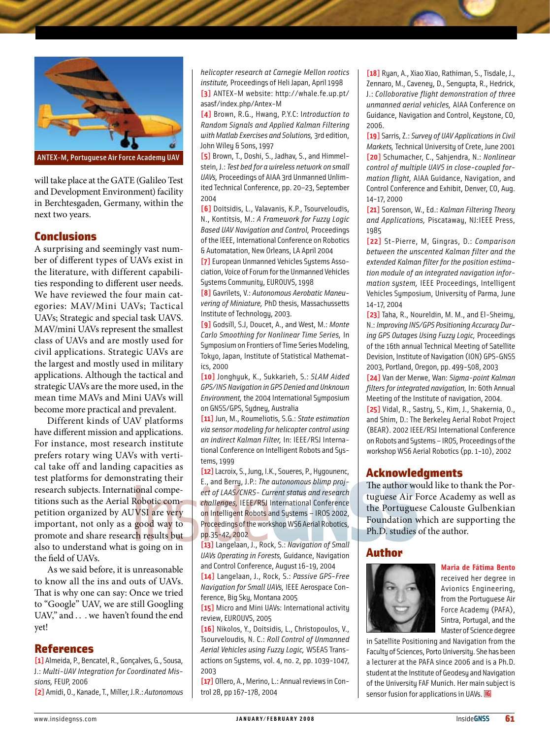ANTEX-M, Portuguese Air Force Academy UAV

will take place at the GATE (Galileo Test and Development Environment) facility in Berchtesgaden, Germany, within the next two years.

## Conclusions

A surprising and seemingly vast number of different types of UAVs exist in the literature, with different capabilities responding to different user needs. We have reviewed the four main categories: MAV/Mini UAVs; Tactical UAVs; Strategic and special task UAVS. MAV/mini UAVs represent the smallest class of UAVs and are mostly used for civil applications. Strategic UAVs are the largest and mostly used in military applications. Although the tactical and strategic UAVs are the more used, in the mean time MAVs and Mini UAVs will become more practical and prevalent.

Different kinds of UAV platforms have different mission and applications. For instance, most research institute prefers rotary wing UAVs with vertical take off and landing capacities as test platforms for demonstrating their research subjects. International competitions such as the Aerial Robotic competition organized by AUVSI are very important, not only as a good way to promote and share research results but also to understand what is going on in the field of UAVs.

As we said before, it is unreasonable to know all the ins and outs of UAVs. That is why one can say: Once we tried to "Google" UAV, we are still Googling UAV," and . . . we haven't found the end yet!

## References

[1] Almeida, P., Bencatel, R., Gonçalves, G., Sousa, J.: *Multi-UAV Integration for Coordinated Missions,* FEUP, 2006

[2] Amidi, O., Kanade, T., Miller, J.R.: *Autonomous helicopter research at Carnegie Mellon rootics institute,* Proceedings of Heli Japan, April 1998

[3] ANTEX-M website: http://whale.fe.up.pt/asasf/index.php/Antex-M

[4] Brown, R.G., Hwang, P.Y.C: *Introduction to Random Signals and Applied Kalman Filtering with Matlab Exercises and Solutions,* 3rd edition, John Wiley & Sons, 1997

[5] Brown, T., Doshi, S., Jadhav, S., and Himmelstein, J.: *Test bed for a wireless network on small UAVs,* Proceedings of AIAA 3rd Unmanned Unlimited Technical Conference, pp. 20–23, September 2004

[6] Doitsidis, L., Valavanis, K.P., Tsourveloudis, N., Kontitsis, M.: *A Framework for Fuzzy Logic Based UAV Navigation and Control,* Proceedings of the IEEE, International Conference on Robotics & Automatation, New Orleans, LA April 2004

[7] European Unmanned Vehicles Systems Association, Voice of Forum for the Unmanned Vehicles Systems Community, EUROUVS, 1998

[8] Gavrilets, V.: *Autonomous Aerobatic Maneuvering of Miniature,* PhD thesis, Massachussetts Institute of Technology, 2003.

[9] Godsill, S.J, Doucet, A., and West, M.: *Monte Carlo Smoothing for Nonlinear Time Series,* In Symposium on Frontiers of Time Series Modeling, Tokyo, Japan, Institute of Statistical Mathematics, 2000

[10] Jonghyuk, K., Sukkarieh, S.: *SLAM Aided GPS/INS Navigation in GPS Denied and Unknown Environment,* the 2004 International Symposium on GNSS/GPS, Sydney, Australia

[11] Jun, M., Roumeliotis, S.G.: *State estimation via sensor modeling for helicopter control using an indirect Kalman Filter,* In: IEEE/RSJ International Conference on Intelligent Robots and Systems, 1999

[12] Lacroix, S., Jung, I.K., Soueres, P., Hygounenc, E., and Berry, J.P.: *The autonomous blimp project of LAAS/CNRS- Current status and research challenges,* IEEE/RSJ International Conference on Intelligent Robots and Systems – IROS 2002, Proceedings of the workshop WS6 Aerial Robotics, pp.35–42, 2002

[13] Langelaan, J., Rock, S.: *Navigation of Small UAVs Operating in Forests,* Guidance, Navigation and Control Conference, August 16–19, 2004

[14] Langelaan, J., Rock, S.: *Passive GPS-Free Navigation for Small UAVs,* IEEE Aerospace Conference, Big Sky, Montana 2005

[15] Micro and Mini UAVs: International activity review, EUROUVS, 2005

[16] Nikolos, Y., Doitsidis, L., Christopoulos, V., Tsourveloudis, N. C.: *Roll Control of Unmanned Aerial Vehicles using Fuzzy Logic,* WSEAS Transactions on Systems, vol. 4, no. 2, pp. 1039–1047, 2003

[17] Ollero, A., Merino, L.: Annual reviews in Control 28, pp 167–178, 2004

[18] Ryan, A., Xiao Xiao, Rathiman, S., Tisdale, J., Zennaro, M., Caveney, D., Sengupta, R., Hedrick, J.: *Collaborative flight demonstration of three unmanned aerial vehicles,* AIAA Conference on Guidance, Navigation and Control, Keystone, CO, 2006.

[19] Sarris, Z.: *Survey of UAV Applications in Civil Markets,* Technical University of Crete, June 2001

[20] Schumacher, C., Sahjendra, N.: *Nonlinear control of multiple UAVS in close-coupled formation flight,* AIAA Guidance, Navigation, and Control Conference and Exhibit, Denver, CO, Aug. 14–17, 2000

[21] Sorenson, W., Ed.: *Kalman Filtering Theory and Applications,* Piscataway, NJ:IEEE Press, 1985

[22] St-Pierre, M, Gingras, D.: *Comparison between the unscented Kalman filter and the extended Kalman filter for the position estimation module of an integrated navigation information system,* IEEE Proceedings, Intelligent Vehicles Symposium, University of Parma, June 14–17, 2004

[23] Taha, R., Noureldin, M. M., and El-Sheimy, N.: *Improving INS/GPS Positioning Accuracy During GPS Outages Using Fuzzy Logic,* Proceedings of the 16th annual Technical Meeting of Satellite Devision, Institute of Navigation (ION) GPS-GNSS 2003, Portland, Oregon, pp. 499–508, 2003

[24] Van der Merwe, Wan: *Sigma-point Kalman filters for integrated navigation,* In: 60th Annual Meeting of the Institute of navigation, 2004.

[25] Vidal, R., Sastry, S., Kim, J., Shakernia, O., and Shim, D.: The Berkeley Aerial Robot Project (BEAR). 2002 IEEE/RSJ International Conference on Robots and Systems – IROS, Proceedings of the workshop WS6 Aerial Robotics (pp. 1–10), 2002

## Acknowledgments

The author would like to thank the Portuguese Air Force Academy as well as the Portuguese Calouste Gulbenkian Foundation which are supporting the Ph.D. studies of the author.

## Author

**Maria de Fátima Bento** received her degree in Avionics Engineering, from the Portuguese Air Force Academy (PAFA), Sintra, Portugal, and the Master of Science degree in Satellite Positioning and Navigation from the Faculty of Sciences, Porto University. She has been a lecturer at the PAFA since 2006 and is a Ph.D. student at the Institute of Geodesy and Navigation of the University FAF Munich. Her main subject is sensor fusion for applications in UAVs.